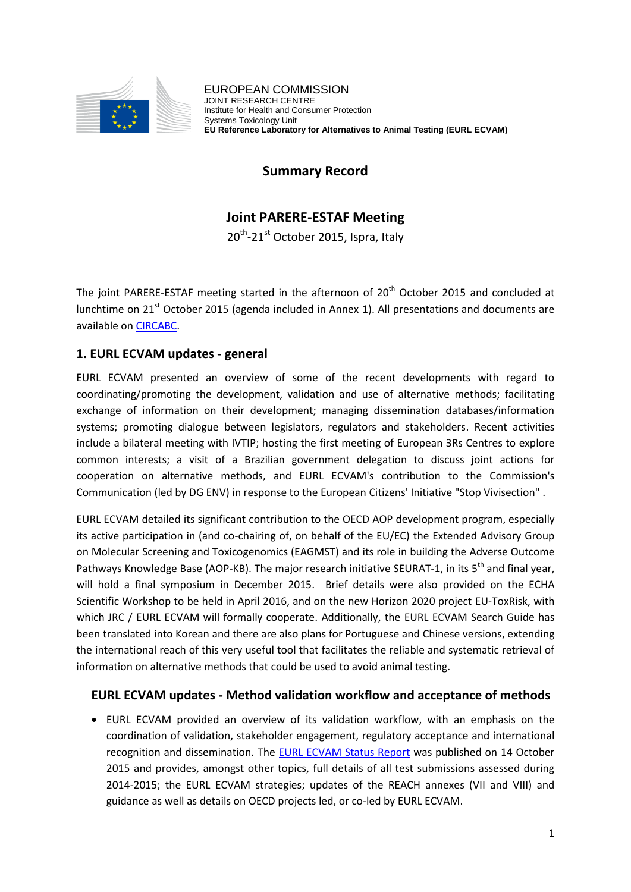EUROPEAN COMMISSION
JOINT RESEARCH CENTRE
Institute for Health and Consumer Protection
Systems Toxicology Unit
**EU Reference Laboratory for Alternatives to Animal Testing (EURL ECVAM)**

# Summary Record

## Joint PARERE-ESTAF Meeting

20th-21st October 2015, Ispra, Italy

The joint PARERE-ESTAF meeting started in the afternoon of 20th October 2015 and concluded at lunchtime on 21st October 2015 (agenda included in Annex 1). All presentations and documents are available on CIRCABC.

## 1. EURL ECVAM updates - general

EURL ECVAM presented an overview of some of the recent developments with regard to coordinating/promoting the development, validation and use of alternative methods; facilitating exchange of information on their development; managing dissemination databases/information systems; promoting dialogue between legislators, regulators and stakeholders. Recent activities include a bilateral meeting with IVTIP; hosting the first meeting of European 3Rs Centres to explore common interests; a visit of a Brazilian government delegation to discuss joint actions for cooperation on alternative methods, and EURL ECVAM's contribution to the Commission's Communication (led by DG ENV) in response to the European Citizens' Initiative "Stop Vivisection" .

EURL ECVAM detailed its significant contribution to the OECD AOP development program, especially its active participation in (and co-chairing of, on behalf of the EU/EC) the Extended Advisory Group on Molecular Screening and Toxicogenomics (EAGMST) and its role in building the Adverse Outcome Pathways Knowledge Base (AOP-KB). The major research initiative SEURAT-1, in its 5th and final year, will hold a final symposium in December 2015. Brief details were also provided on the ECHA Scientific Workshop to be held in April 2016, and on the new Horizon 2020 project EU-ToxRisk, with which JRC / EURL ECVAM will formally cooperate. Additionally, the EURL ECVAM Search Guide has been translated into Korean and there are also plans for Portuguese and Chinese versions, extending the international reach of this very useful tool that facilitates the reliable and systematic retrieval of information on alternative methods that could be used to avoid animal testing.

### EURL ECVAM updates - Method validation workflow and acceptance of methods

- EURL ECVAM provided an overview of its validation workflow, with an emphasis on the coordination of validation, stakeholder engagement, regulatory acceptance and international recognition and dissemination. The EURL ECVAM Status Report was published on 14 October 2015 and provides, amongst other topics, full details of all test submissions assessed during 2014-2015; the EURL ECVAM strategies; updates of the REACH annexes (VII and VIII) and guidance as well as details on OECD projects led, or co-led by EURL ECVAM.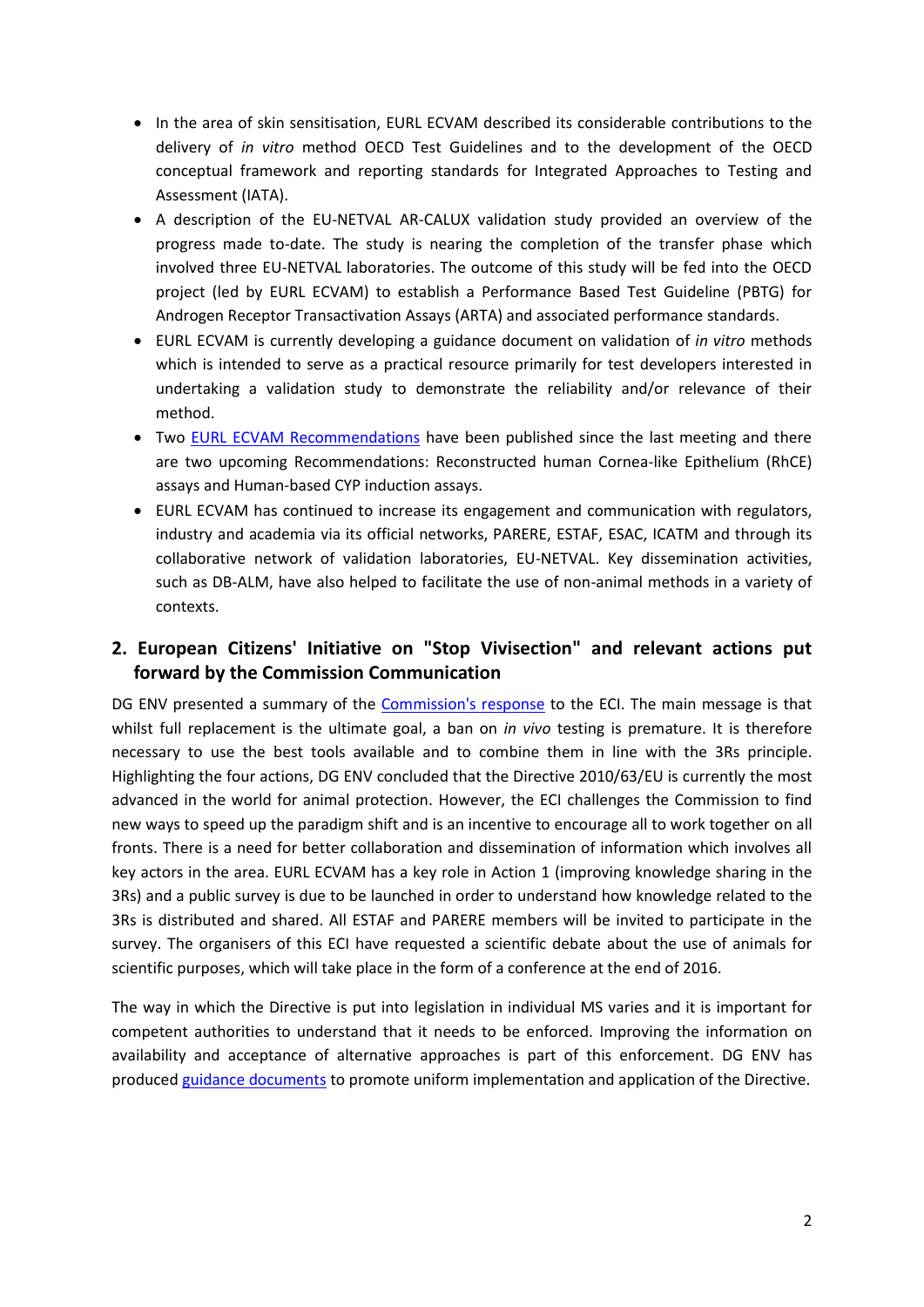- In the area of skin sensitisation, EURL ECVAM described its considerable contributions to the delivery of *in vitro* method OECD Test Guidelines and to the development of the OECD conceptual framework and reporting standards for Integrated Approaches to Testing and Assessment (IATA).
- A description of the EU-NETVAL AR-CALUX validation study provided an overview of the progress made to-date. The study is nearing the completion of the transfer phase which involved three EU-NETVAL laboratories. The outcome of this study will be fed into the OECD project (led by EURL ECVAM) to establish a Performance Based Test Guideline (PBTG) for Androgen Receptor Transactivation Assays (ARTA) and associated performance standards.
- EURL ECVAM is currently developing a guidance document on validation of *in vitro* methods which is intended to serve as a practical resource primarily for test developers interested in undertaking a validation study to demonstrate the reliability and/or relevance of their method.
- Two EURL ECVAM Recommendations have been published since the last meeting and there are two upcoming Recommendations: Reconstructed human Cornea-like Epithelium (RhCE) assays and Human-based CYP induction assays.
- EURL ECVAM has continued to increase its engagement and communication with regulators, industry and academia via its official networks, PARERE, ESTAF, ESAC, ICATM and through its collaborative network of validation laboratories, EU-NETVAL. Key dissemination activities, such as DB-ALM, have also helped to facilitate the use of non-animal methods in a variety of contexts.

## 2. European Citizens' Initiative on "Stop Vivisection" and relevant actions put forward by the Commission Communication

DG ENV presented a summary of the Commission's response to the ECI. The main message is that whilst full replacement is the ultimate goal, a ban on *in vivo* testing is premature. It is therefore necessary to use the best tools available and to combine them in line with the 3Rs principle. Highlighting the four actions, DG ENV concluded that the Directive 2010/63/EU is currently the most advanced in the world for animal protection. However, the ECI challenges the Commission to find new ways to speed up the paradigm shift and is an incentive to encourage all to work together on all fronts. There is a need for better collaboration and dissemination of information which involves all key actors in the area. EURL ECVAM has a key role in Action 1 (improving knowledge sharing in the 3Rs) and a public survey is due to be launched in order to understand how knowledge related to the 3Rs is distributed and shared. All ESTAF and PARERE members will be invited to participate in the survey. The organisers of this ECI have requested a scientific debate about the use of animals for scientific purposes, which will take place in the form of a conference at the end of 2016.

The way in which the Directive is put into legislation in individual MS varies and it is important for competent authorities to understand that it needs to be enforced. Improving the information on availability and acceptance of alternative approaches is part of this enforcement. DG ENV has produced guidance documents to promote uniform implementation and application of the Directive.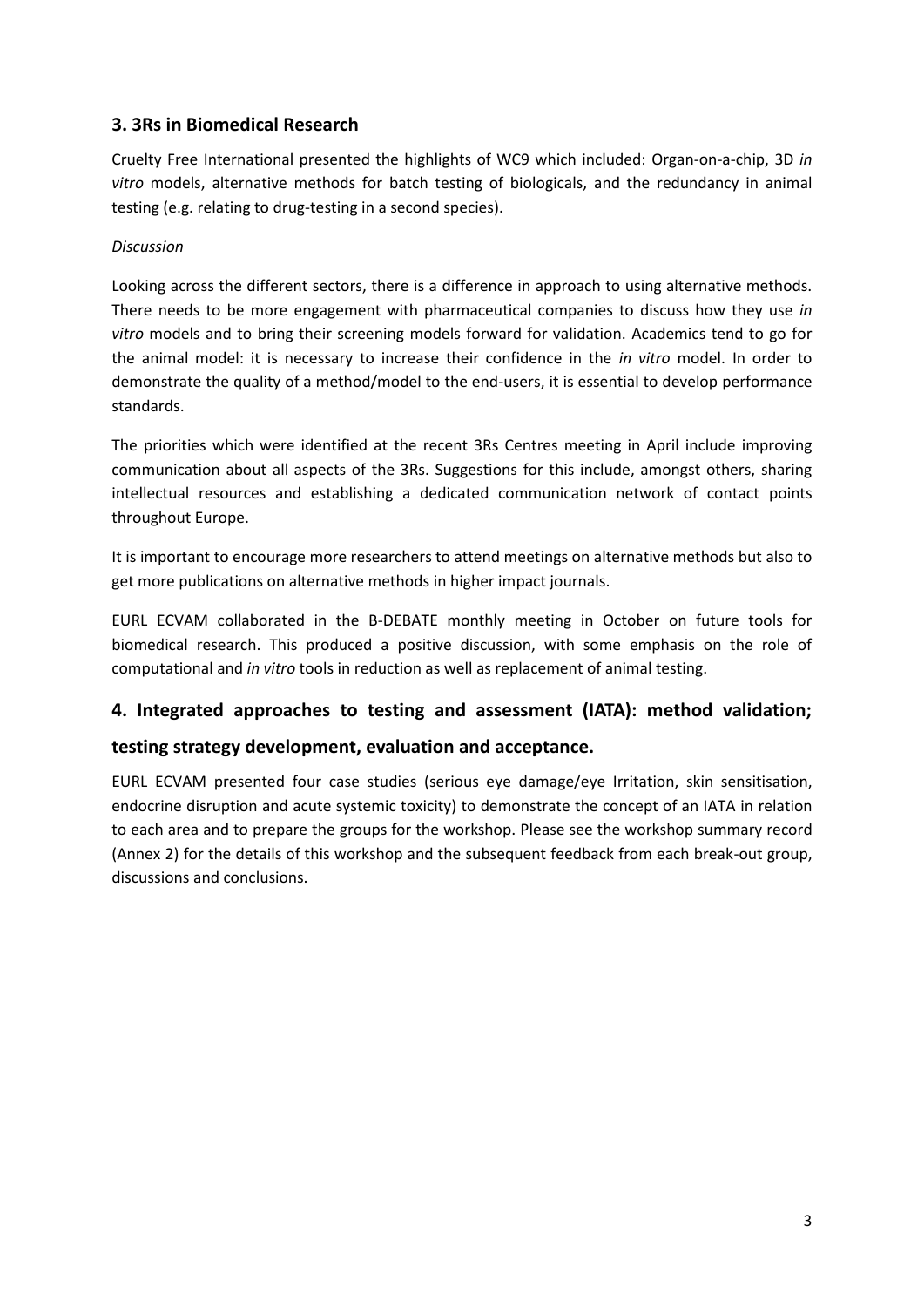## 3. 3Rs in Biomedical Research

Cruelty Free International presented the highlights of WC9 which included: Organ-on-a-chip, 3D *in vitro* models, alternative methods for batch testing of biologicals, and the redundancy in animal testing (e.g. relating to drug-testing in a second species).

*Discussion*

Looking across the different sectors, there is a difference in approach to using alternative methods. There needs to be more engagement with pharmaceutical companies to discuss how they use *in vitro* models and to bring their screening models forward for validation. Academics tend to go for the animal model: it is necessary to increase their confidence in the *in vitro* model. In order to demonstrate the quality of a method/model to the end-users, it is essential to develop performance standards.

The priorities which were identified at the recent 3Rs Centres meeting in April include improving communication about all aspects of the 3Rs. Suggestions for this include, amongst others, sharing intellectual resources and establishing a dedicated communication network of contact points throughout Europe.

It is important to encourage more researchers to attend meetings on alternative methods but also to get more publications on alternative methods in higher impact journals.

EURL ECVAM collaborated in the B-DEBATE monthly meeting in October on future tools for biomedical research. This produced a positive discussion, with some emphasis on the role of computational and *in vitro* tools in reduction as well as replacement of animal testing.

## 4. Integrated approaches to testing and assessment (IATA): method validation; testing strategy development, evaluation and acceptance.

EURL ECVAM presented four case studies (serious eye damage/eye Irritation, skin sensitisation, endocrine disruption and acute systemic toxicity) to demonstrate the concept of an IATA in relation to each area and to prepare the groups for the workshop. Please see the workshop summary record (Annex 2) for the details of this workshop and the subsequent feedback from each break-out group, discussions and conclusions.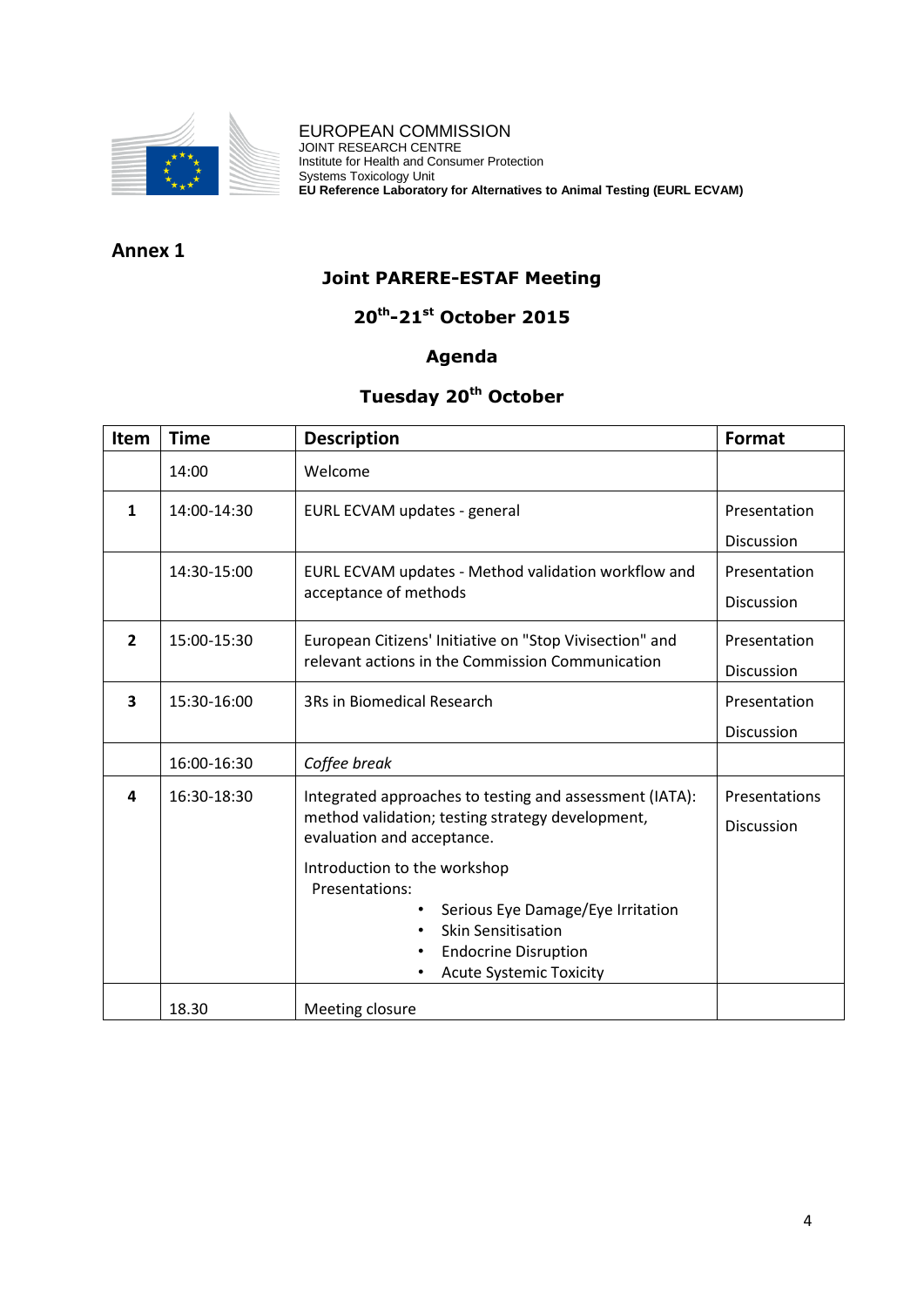EUROPEAN COMMISSION
JOINT RESEARCH CENTRE
Institute for Health and Consumer Protection
Systems Toxicology Unit
**EU Reference Laboratory for Alternatives to Animal Testing (EURL ECVAM)**

## Annex 1

### Joint PARERE-ESTAF Meeting

### 20th-21st October 2015

### Agenda

### Tuesday 20th October

| Item | Time | Description | Format |
|---|---|---|---|
| | 14:00 | Welcome | |
| 1 | 14:00-14:30 | EURL ECVAM updates - general | Presentation<br>Discussion |
| | 14:30-15:00 | EURL ECVAM updates - Method validation workflow and acceptance of methods | Presentation<br>Discussion |
| 2 | 15:00-15:30 | European Citizens' Initiative on "Stop Vivisection" and relevant actions in the Commission Communication | Presentation<br>Discussion |
| 3 | 15:30-16:00 | 3Rs in Biomedical Research | Presentation<br>Discussion |
| | 16:00-16:30 | *Coffee break* | |
| 4 | 16:30-18:30 | Integrated approaches to testing and assessment (IATA): method validation; testing strategy development, evaluation and acceptance.<br><br>Introduction to the workshop<br>Presentations:<br>• Serious Eye Damage/Eye Irritation<br>• Skin Sensitisation<br>• Endocrine Disruption<br>• Acute Systemic Toxicity | Presentations<br>Discussion |
| | 18.30 | Meeting closure | |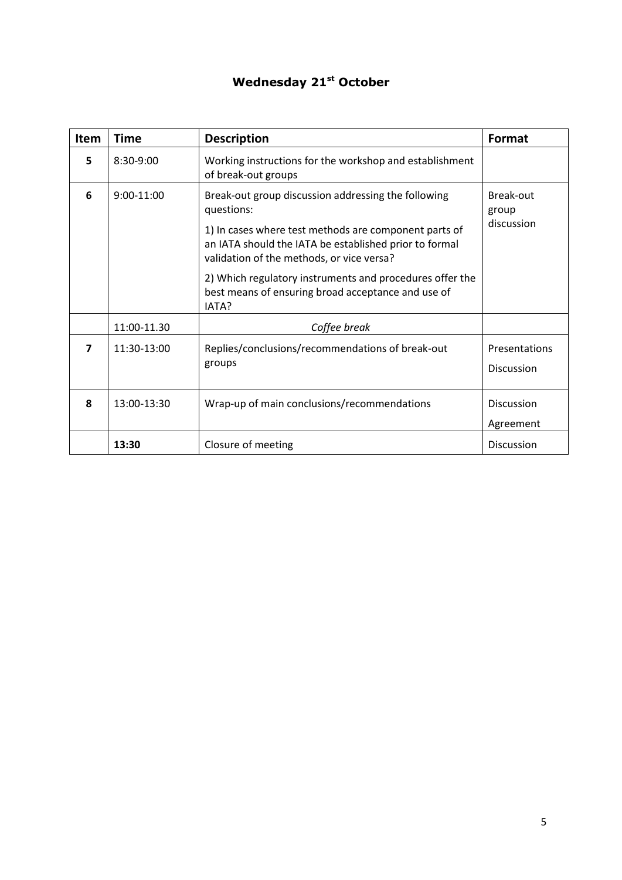## Wednesday 21st October

| Item | Time | Description | Format |
|---|---|---|---|
| **5** | 8:30-9:00 | Working instructions for the workshop and establishment of break-out groups | |
| **6** | 9:00-11:00 | Break-out group discussion addressing the following questions:<br>1) In cases where test methods are component parts of an IATA should the IATA be established prior to formal validation of the methods, or vice versa?<br>2) Which regulatory instruments and procedures offer the best means of ensuring broad acceptance and use of IATA? | Break-out group discussion |
| | 11:00-11.30 | *Coffee break* | |
| **7** | 11:30-13:00 | Replies/conclusions/recommendations of break-out groups | Presentations<br>Discussion |
| **8** | 13:00-13:30 | Wrap-up of main conclusions/recommendations | Discussion<br>Agreement |
| | **13:30** | Closure of meeting | Discussion |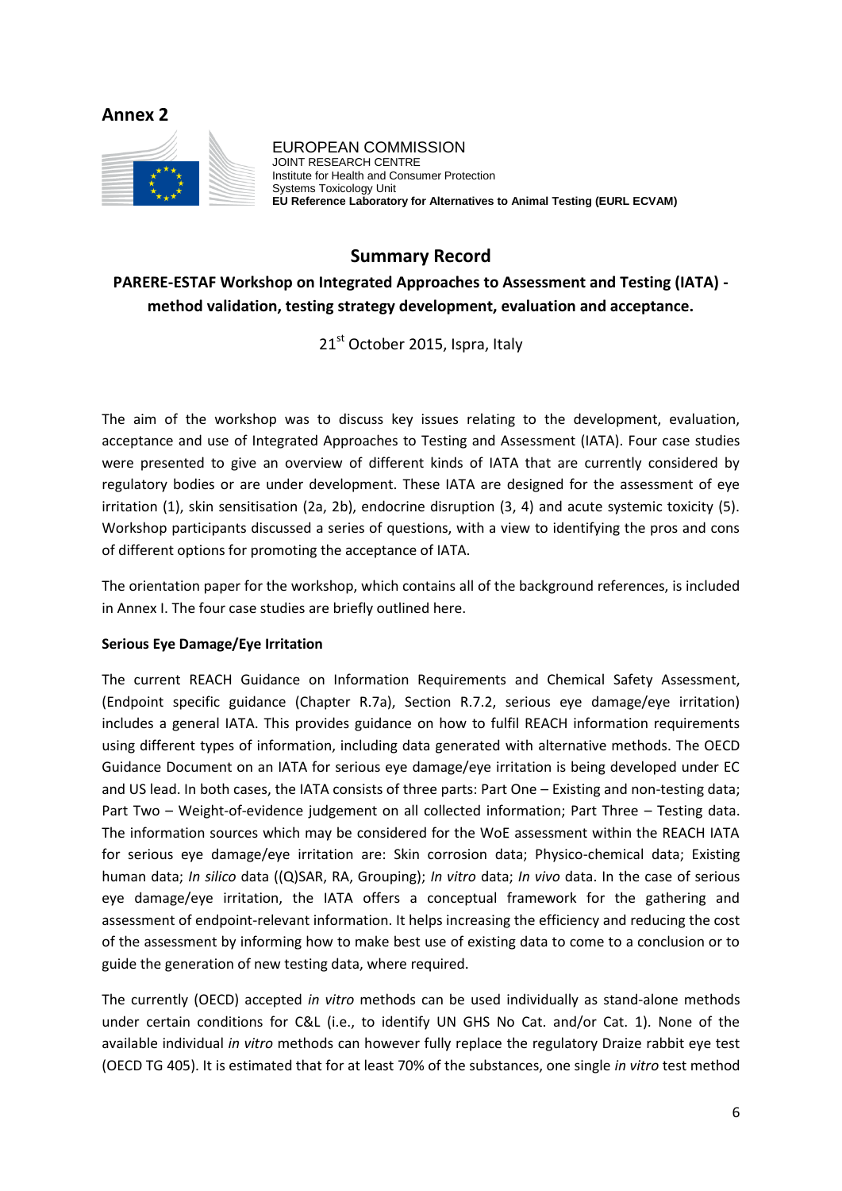## Annex 2

EUROPEAN COMMISSION
JOINT RESEARCH CENTRE
Institute for Health and Consumer Protection
Systems Toxicology Unit
**EU Reference Laboratory for Alternatives to Animal Testing (EURL ECVAM)**

# Summary Record

## PARERE-ESTAF Workshop on Integrated Approaches to Assessment and Testing (IATA) - method validation, testing strategy development, evaluation and acceptance.

21st October 2015, Ispra, Italy

The aim of the workshop was to discuss key issues relating to the development, evaluation, acceptance and use of Integrated Approaches to Testing and Assessment (IATA). Four case studies were presented to give an overview of different kinds of IATA that are currently considered by regulatory bodies or are under development. These IATA are designed for the assessment of eye irritation (1), skin sensitisation (2a, 2b), endocrine disruption (3, 4) and acute systemic toxicity (5). Workshop participants discussed a series of questions, with a view to identifying the pros and cons of different options for promoting the acceptance of IATA.

The orientation paper for the workshop, which contains all of the background references, is included in Annex I. The four case studies are briefly outlined here.

**Serious Eye Damage/Eye Irritation**

The current REACH Guidance on Information Requirements and Chemical Safety Assessment, (Endpoint specific guidance (Chapter R.7a), Section R.7.2, serious eye damage/eye irritation) includes a general IATA. This provides guidance on how to fulfil REACH information requirements using different types of information, including data generated with alternative methods. The OECD Guidance Document on an IATA for serious eye damage/eye irritation is being developed under EC and US lead. In both cases, the IATA consists of three parts: Part One – Existing and non-testing data; Part Two – Weight-of-evidence judgement on all collected information; Part Three – Testing data. The information sources which may be considered for the WoE assessment within the REACH IATA for serious eye damage/eye irritation are: Skin corrosion data; Physico-chemical data; Existing human data; *In silico* data ((Q)SAR, RA, Grouping); *In vitro* data; *In vivo* data. In the case of serious eye damage/eye irritation, the IATA offers a conceptual framework for the gathering and assessment of endpoint-relevant information. It helps increasing the efficiency and reducing the cost of the assessment by informing how to make best use of existing data to come to a conclusion or to guide the generation of new testing data, where required.

The currently (OECD) accepted *in vitro* methods can be used individually as stand-alone methods under certain conditions for C&L (i.e., to identify UN GHS No Cat. and/or Cat. 1). None of the available individual *in vitro* methods can however fully replace the regulatory Draize rabbit eye test (OECD TG 405). It is estimated that for at least 70% of the substances, one single *in vitro* test method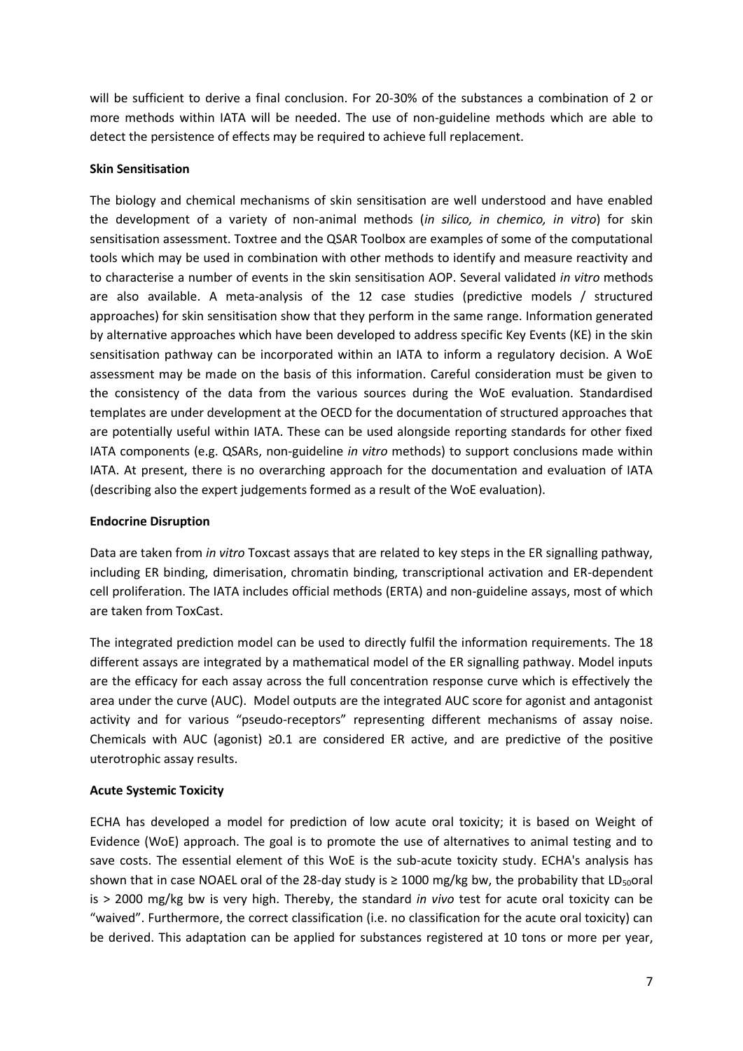will be sufficient to derive a final conclusion. For 20-30% of the substances a combination of 2 or more methods within IATA will be needed. The use of non-guideline methods which are able to detect the persistence of effects may be required to achieve full replacement.

**Skin Sensitisation**

The biology and chemical mechanisms of skin sensitisation are well understood and have enabled the development of a variety of non-animal methods (*in silico, in chemico, in vitro*) for skin sensitisation assessment. Toxtree and the QSAR Toolbox are examples of some of the computational tools which may be used in combination with other methods to identify and measure reactivity and to characterise a number of events in the skin sensitisation AOP. Several validated *in vitro* methods are also available. A meta-analysis of the 12 case studies (predictive models / structured approaches) for skin sensitisation show that they perform in the same range. Information generated by alternative approaches which have been developed to address specific Key Events (KE) in the skin sensitisation pathway can be incorporated within an IATA to inform a regulatory decision. A WoE assessment may be made on the basis of this information. Careful consideration must be given to the consistency of the data from the various sources during the WoE evaluation. Standardised templates are under development at the OECD for the documentation of structured approaches that are potentially useful within IATA. These can be used alongside reporting standards for other fixed IATA components (e.g. QSARs, non-guideline *in vitro* methods) to support conclusions made within IATA. At present, there is no overarching approach for the documentation and evaluation of IATA (describing also the expert judgements formed as a result of the WoE evaluation).

**Endocrine Disruption**

Data are taken from *in vitro* Toxcast assays that are related to key steps in the ER signalling pathway, including ER binding, dimerisation, chromatin binding, transcriptional activation and ER-dependent cell proliferation. The IATA includes official methods (ERTA) and non-guideline assays, most of which are taken from ToxCast.

The integrated prediction model can be used to directly fulfil the information requirements. The 18 different assays are integrated by a mathematical model of the ER signalling pathway. Model inputs are the efficacy for each assay across the full concentration response curve which is effectively the area under the curve (AUC). Model outputs are the integrated AUC score for agonist and antagonist activity and for various "pseudo-receptors" representing different mechanisms of assay noise. Chemicals with AUC (agonist) ≥0.1 are considered ER active, and are predictive of the positive uterotrophic assay results.

**Acute Systemic Toxicity**

ECHA has developed a model for prediction of low acute oral toxicity; it is based on Weight of Evidence (WoE) approach. The goal is to promote the use of alternatives to animal testing and to save costs. The essential element of this WoE is the sub-acute toxicity study. ECHA's analysis has shown that in case NOAEL oral of the 28-day study is ≥ 1000 mg/kg bw, the probability that $LD_{50}$oral is > 2000 mg/kg bw is very high. Thereby, the standard *in vivo* test for acute oral toxicity can be "waived". Furthermore, the correct classification (i.e. no classification for the acute oral toxicity) can be derived. This adaptation can be applied for substances registered at 10 tons or more per year,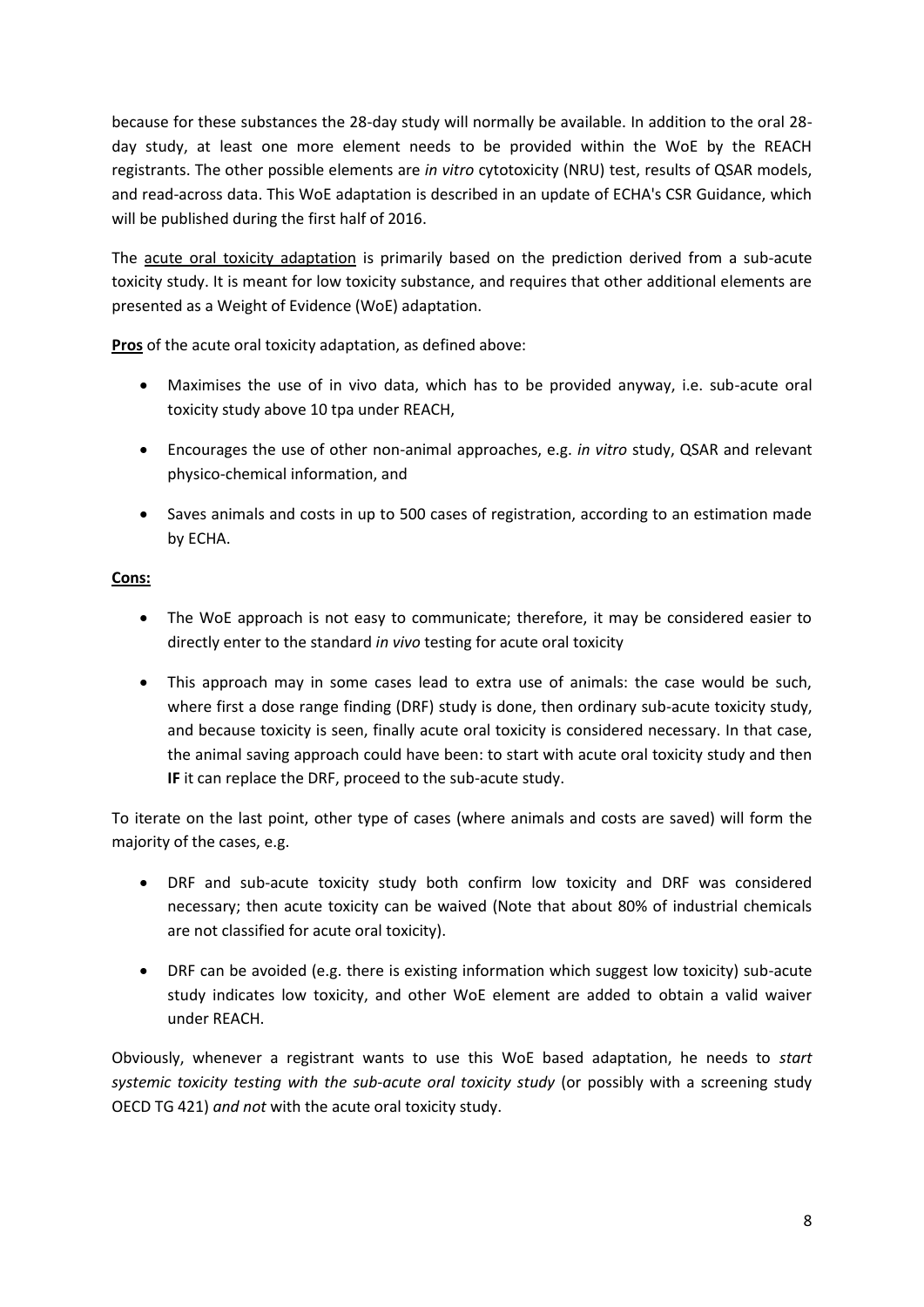because for these substances the 28-day study will normally be available. In addition to the oral 28-day study, at least one more element needs to be provided within the WoE by the REACH registrants. The other possible elements are *in vitro* cytotoxicity (NRU) test, results of QSAR models, and read-across data. This WoE adaptation is described in an update of ECHA's CSR Guidance, which will be published during the first half of 2016.

The acute oral toxicity adaptation is primarily based on the prediction derived from a sub-acute toxicity study. It is meant for low toxicity substance, and requires that other additional elements are presented as a Weight of Evidence (WoE) adaptation.

**Pros** of the acute oral toxicity adaptation, as defined above:

- Maximises the use of in vivo data, which has to be provided anyway, i.e. sub-acute oral toxicity study above 10 tpa under REACH,
- Encourages the use of other non-animal approaches, e.g. *in vitro* study, QSAR and relevant physico-chemical information, and
- Saves animals and costs in up to 500 cases of registration, according to an estimation made by ECHA.

**Cons:**

- The WoE approach is not easy to communicate; therefore, it may be considered easier to directly enter to the standard *in vivo* testing for acute oral toxicity
- This approach may in some cases lead to extra use of animals: the case would be such, where first a dose range finding (DRF) study is done, then ordinary sub-acute toxicity study, and because toxicity is seen, finally acute oral toxicity is considered necessary. In that case, the animal saving approach could have been: to start with acute oral toxicity study and then **IF** it can replace the DRF, proceed to the sub-acute study.

To iterate on the last point, other type of cases (where animals and costs are saved) will form the majority of the cases, e.g.

- DRF and sub-acute toxicity study both confirm low toxicity and DRF was considered necessary; then acute toxicity can be waived (Note that about 80% of industrial chemicals are not classified for acute oral toxicity).
- DRF can be avoided (e.g. there is existing information which suggest low toxicity) sub-acute study indicates low toxicity, and other WoE element are added to obtain a valid waiver under REACH.

Obviously, whenever a registrant wants to use this WoE based adaptation, he needs to *start systemic toxicity testing with the sub-acute oral toxicity study* (or possibly with a screening study OECD TG 421) *and not* with the acute oral toxicity study.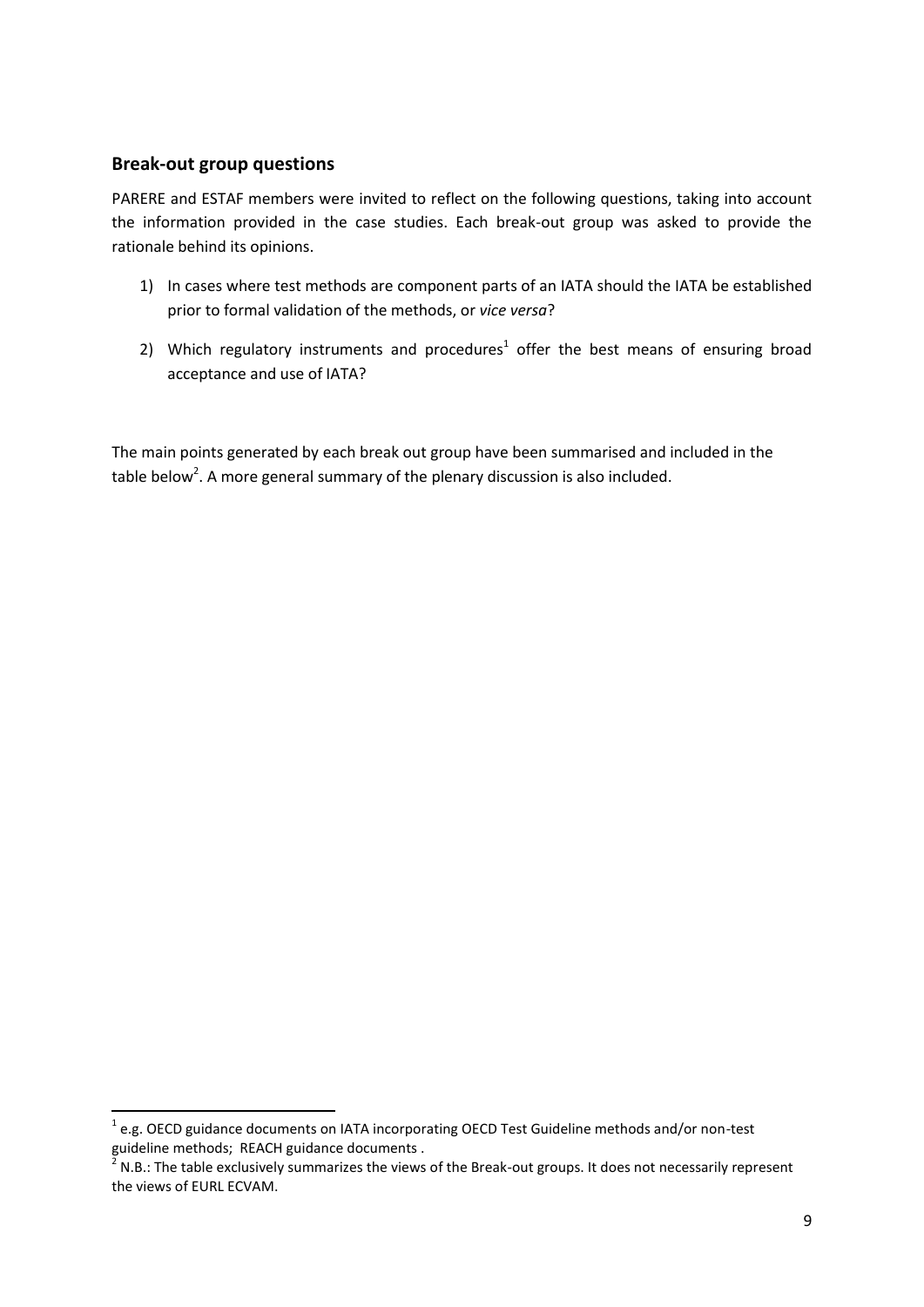## Break-out group questions

PARERE and ESTAF members were invited to reflect on the following questions, taking into account the information provided in the case studies. Each break-out group was asked to provide the rationale behind its opinions.

1) In cases where test methods are component parts of an IATA should the IATA be established prior to formal validation of the methods, or *vice versa*?
2) Which regulatory instruments and procedures[1] offer the best means of ensuring broad acceptance and use of IATA?

The main points generated by each break out group have been summarised and included in the table below[2]. A more general summary of the plenary discussion is also included.

---

[1] e.g. OECD guidance documents on IATA incorporating OECD Test Guideline methods and/or non-test guideline methods; REACH guidance documents .

[2] N.B.: The table exclusively summarizes the views of the Break-out groups. It does not necessarily represent the views of EURL ECVAM.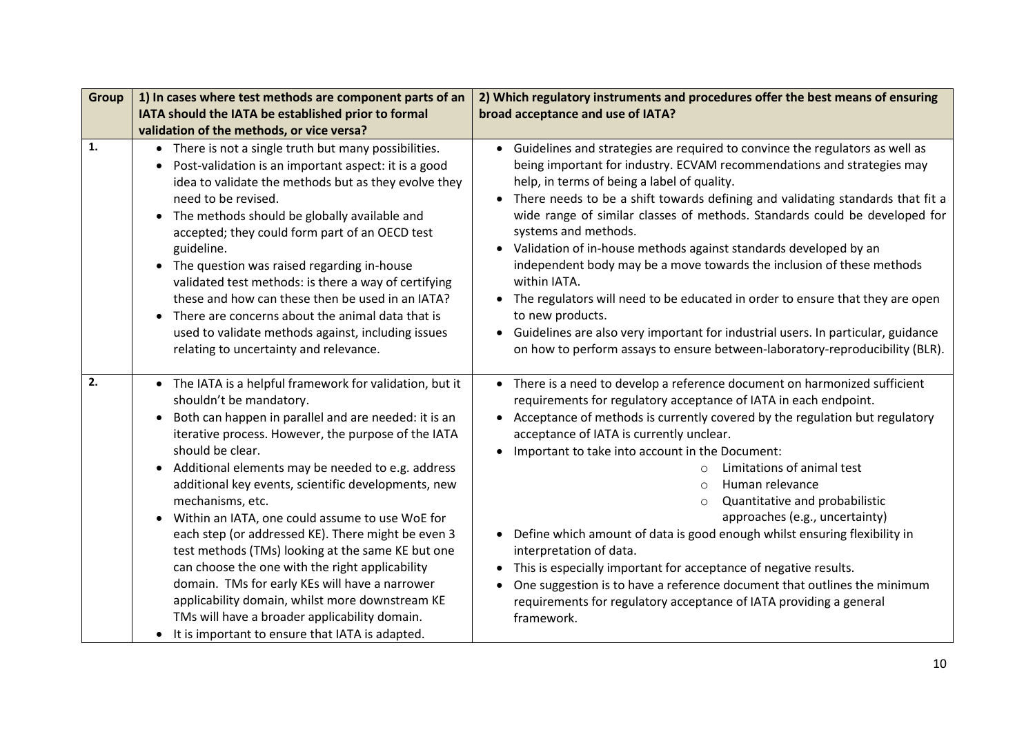| Group | 1) In cases where test methods are component parts of an IATA should the IATA be established prior to formal validation of the methods, or vice versa? | 2) Which regulatory instruments and procedures offer the best means of ensuring broad acceptance and use of IATA? |
|---|---|---|
| 1. | • There is not a single truth but many possibilities.<br>• Post-validation is an important aspect: it is a good idea to validate the methods but as they evolve they need to be revised.<br>• The methods should be globally available and accepted; they could form part of an OECD test guideline.<br>• The question was raised regarding in-house validated test methods: is there a way of certifying these and how can these then be used in an IATA?<br>• There are concerns about the animal data that is used to validate methods against, including issues relating to uncertainty and relevance. | • Guidelines and strategies are required to convince the regulators as well as being important for industry. ECVAM recommendations and strategies may help, in terms of being a label of quality.<br>• There needs to be a shift towards defining and validating standards that fit a wide range of similar classes of methods. Standards could be developed for systems and methods.<br>• Validation of in-house methods against standards developed by an independent body may be a move towards the inclusion of these methods within IATA.<br>• The regulators will need to be educated in order to ensure that they are open to new products.<br>• Guidelines are also very important for industrial users. In particular, guidance on how to perform assays to ensure between-laboratory-reproducibility (BLR). |
| 2. | • The IATA is a helpful framework for validation, but it shouldn't be mandatory.<br>• Both can happen in parallel and are needed: it is an iterative process. However, the purpose of the IATA should be clear.<br>• Additional elements may be needed to e.g. address additional key events, scientific developments, new mechanisms, etc.<br>• Within an IATA, one could assume to use WoE for each step (or addressed KE). There might be even 3 test methods (TMs) looking at the same KE but one can choose the one with the right applicability domain. TMs for early KEs will have a narrower applicability domain, whilst more downstream KE TMs will have a broader applicability domain.<br>• It is important to ensure that IATA is adapted. | • There is a need to develop a reference document on harmonized sufficient requirements for regulatory acceptance of IATA in each endpoint.<br>• Acceptance of methods is currently covered by the regulation but regulatory acceptance of IATA is currently unclear.<br>• Important to take into account in the Document:<br>&nbsp;&nbsp;&nbsp;&nbsp;○ Limitations of animal test<br>&nbsp;&nbsp;&nbsp;&nbsp;○ Human relevance<br>&nbsp;&nbsp;&nbsp;&nbsp;○ Quantitative and probabilistic approaches (e.g., uncertainty)<br>• Define which amount of data is good enough whilst ensuring flexibility in interpretation of data.<br>• This is especially important for acceptance of negative results.<br>• One suggestion is to have a reference document that outlines the minimum requirements for regulatory acceptance of IATA providing a general framework. |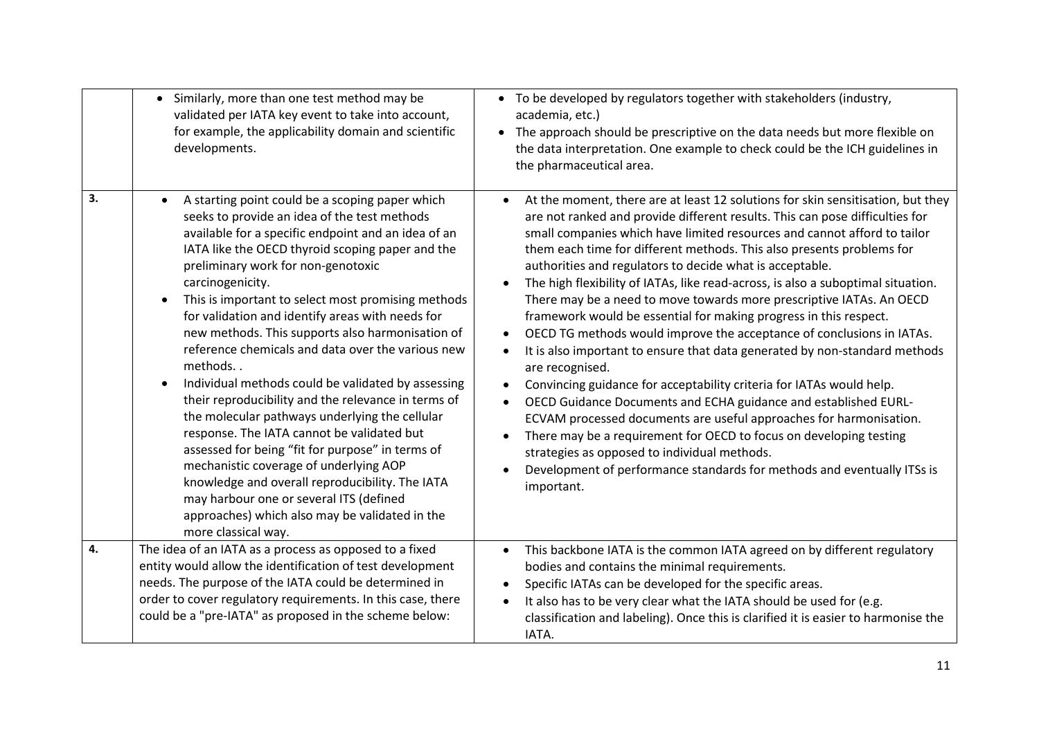| | | |
|---|---|---|
| | • Similarly, more than one test method may be validated per IATA key event to take into account, for example, the applicability domain and scientific developments. | • To be developed by regulators together with stakeholders (industry, academia, etc.)<br>• The approach should be prescriptive on the data needs but more flexible on the data interpretation. One example to check could be the ICH guidelines in the pharmaceutical area. |
| **3.** | • A starting point could be a scoping paper which seeks to provide an idea of the test methods available for a specific endpoint and an idea of an IATA like the OECD thyroid scoping paper and the preliminary work for non-genotoxic carcinogenicity.<br>• This is important to select most promising methods for validation and identify areas with needs for new methods. This supports also harmonisation of reference chemicals and data over the various new methods. .<br>• Individual methods could be validated by assessing their reproducibility and the relevance in terms of the molecular pathways underlying the cellular response. The IATA cannot be validated but assessed for being "fit for purpose" in terms of mechanistic coverage of underlying AOP knowledge and overall reproducibility. The IATA may harbour one or several ITS (defined approaches) which also may be validated in the more classical way. | • At the moment, there are at least 12 solutions for skin sensitisation, but they are not ranked and provide different results. This can pose difficulties for small companies which have limited resources and cannot afford to tailor them each time for different methods. This also presents problems for authorities and regulators to decide what is acceptable.<br>• The high flexibility of IATAs, like read-across, is also a suboptimal situation. There may be a need to move towards more prescriptive IATAs. An OECD framework would be essential for making progress in this respect.<br>• OECD TG methods would improve the acceptance of conclusions in IATAs.<br>• It is also important to ensure that data generated by non-standard methods are recognised.<br>• Convincing guidance for acceptability criteria for IATAs would help.<br>• OECD Guidance Documents and ECHA guidance and established EURL-ECVAM processed documents are useful approaches for harmonisation.<br>• There may be a requirement for OECD to focus on developing testing strategies as opposed to individual methods.<br>• Development of performance standards for methods and eventually ITSs is important. |
| **4.** | The idea of an IATA as a process as opposed to a fixed entity would allow the identification of test development needs. The purpose of the IATA could be determined in order to cover regulatory requirements. In this case, there could be a "pre-IATA" as proposed in the scheme below: | • This backbone IATA is the common IATA agreed on by different regulatory bodies and contains the minimal requirements.<br>• Specific IATAs can be developed for the specific areas.<br>• It also has to be very clear what the IATA should be used for (e.g. classification and labeling). Once this is clarified it is easier to harmonise the IATA. |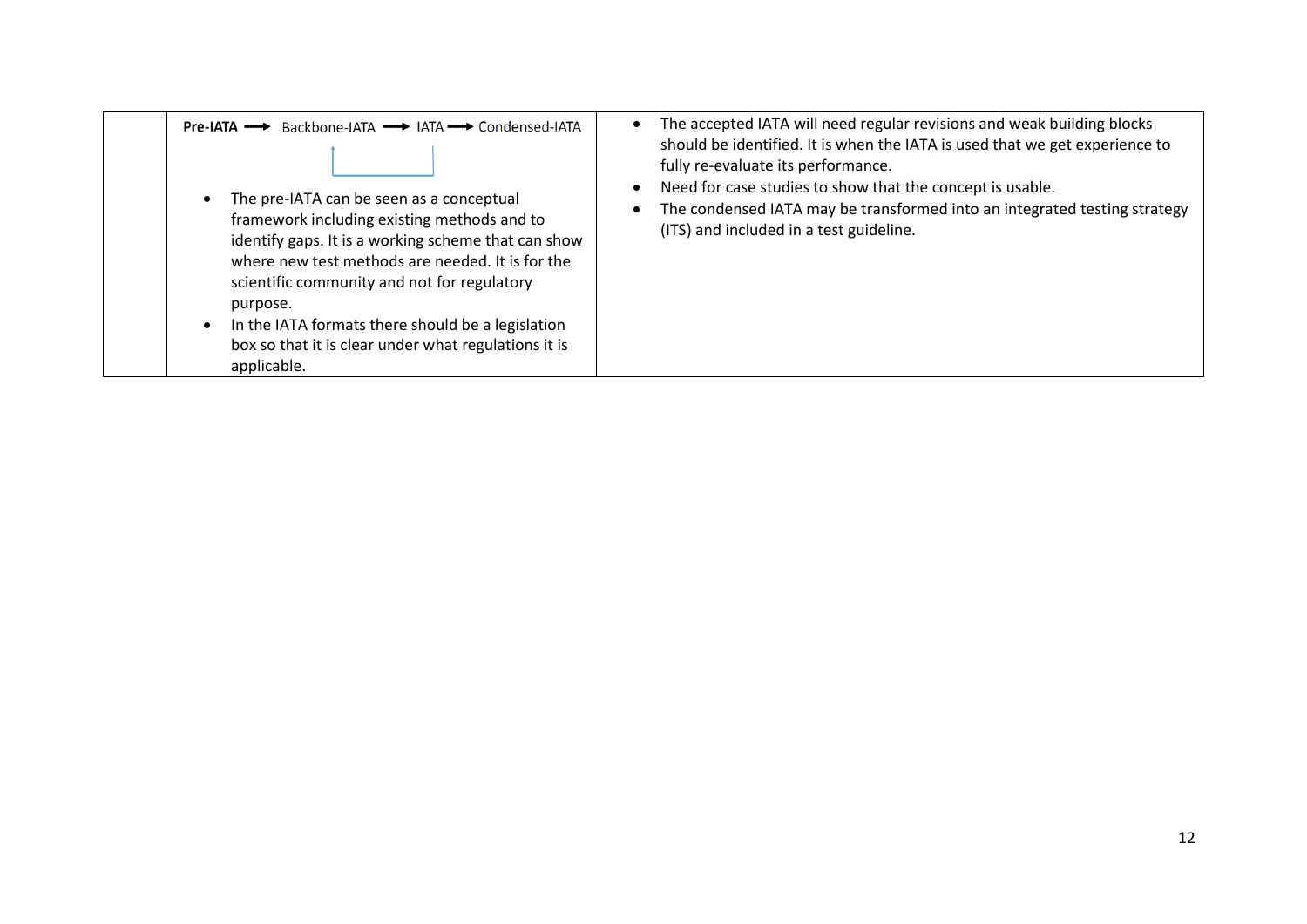| | | |
|---|---|---|
| | **Pre-IATA** → Backbone-IATA → IATA → Condensed-IATA <br><br> • The pre-IATA can be seen as a conceptual framework including existing methods and to identify gaps. It is a working scheme that can show where new test methods are needed. It is for the scientific community and not for regulatory purpose. <br> • In the IATA formats there should be a legislation box so that it is clear under what regulations it is applicable. | • The accepted IATA will need regular revisions and weak building blocks should be identified. It is when the IATA is used that we get experience to fully re-evaluate its performance. <br> • Need for case studies to show that the concept is usable. <br> • The condensed IATA may be transformed into an integrated testing strategy (ITS) and included in a test guideline. |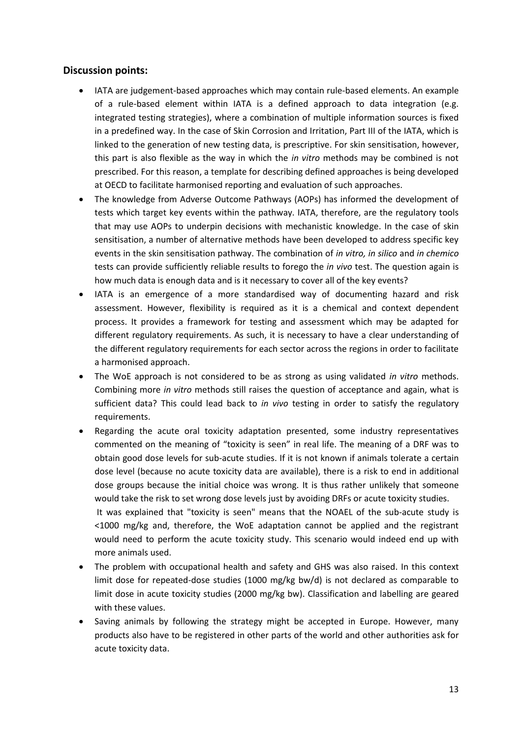## Discussion points:

- IATA are judgement-based approaches which may contain rule-based elements. An example of a rule-based element within IATA is a defined approach to data integration (e.g. integrated testing strategies), where a combination of multiple information sources is fixed in a predefined way. In the case of Skin Corrosion and Irritation, Part III of the IATA, which is linked to the generation of new testing data, is prescriptive. For skin sensitisation, however, this part is also flexible as the way in which the *in vitro* methods may be combined is not prescribed. For this reason, a template for describing defined approaches is being developed at OECD to facilitate harmonised reporting and evaluation of such approaches.
- The knowledge from Adverse Outcome Pathways (AOPs) has informed the development of tests which target key events within the pathway. IATA, therefore, are the regulatory tools that may use AOPs to underpin decisions with mechanistic knowledge. In the case of skin sensitisation, a number of alternative methods have been developed to address specific key events in the skin sensitisation pathway. The combination of *in vitro, in silico* and *in chemico* tests can provide sufficiently reliable results to forego the *in vivo* test. The question again is how much data is enough data and is it necessary to cover all of the key events?
- IATA is an emergence of a more standardised way of documenting hazard and risk assessment. However, flexibility is required as it is a chemical and context dependent process. It provides a framework for testing and assessment which may be adapted for different regulatory requirements. As such, it is necessary to have a clear understanding of the different regulatory requirements for each sector across the regions in order to facilitate a harmonised approach.
- The WoE approach is not considered to be as strong as using validated *in vitro* methods. Combining more *in vitro* methods still raises the question of acceptance and again, what is sufficient data? This could lead back to *in vivo* testing in order to satisfy the regulatory requirements.
- Regarding the acute oral toxicity adaptation presented, some industry representatives commented on the meaning of "toxicity is seen" in real life. The meaning of a DRF was to obtain good dose levels for sub-acute studies. If it is not known if animals tolerate a certain dose level (because no acute toxicity data are available), there is a risk to end in additional dose groups because the initial choice was wrong. It is thus rather unlikely that someone would take the risk to set wrong dose levels just by avoiding DRFs or acute toxicity studies.
  It was explained that "toxicity is seen" means that the NOAEL of the sub-acute study is <1000 mg/kg and, therefore, the WoE adaptation cannot be applied and the registrant would need to perform the acute toxicity study. This scenario would indeed end up with more animals used.
- The problem with occupational health and safety and GHS was also raised. In this context limit dose for repeated-dose studies (1000 mg/kg bw/d) is not declared as comparable to limit dose in acute toxicity studies (2000 mg/kg bw). Classification and labelling are geared with these values.
- Saving animals by following the strategy might be accepted in Europe. However, many products also have to be registered in other parts of the world and other authorities ask for acute toxicity data.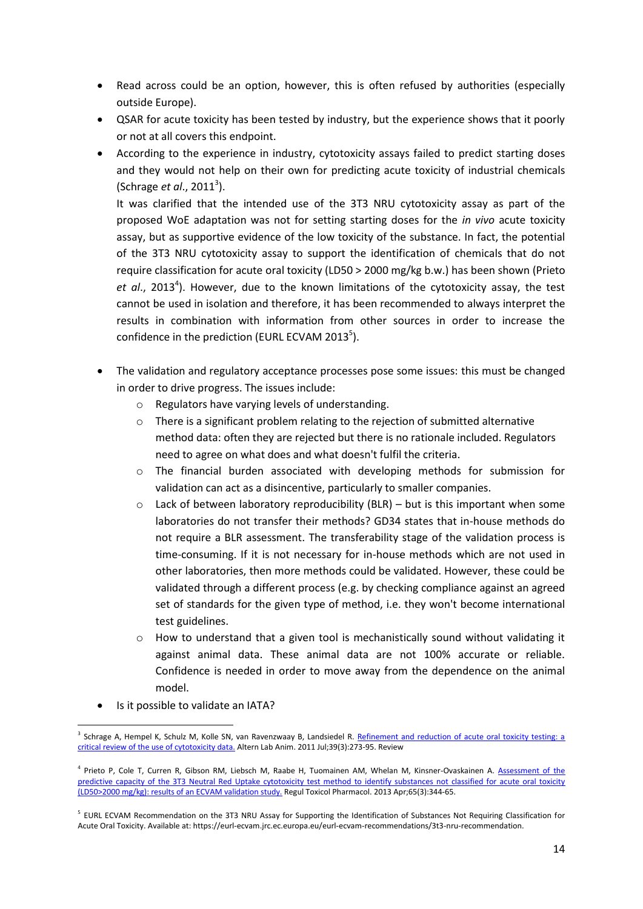- Read across could be an option, however, this is often refused by authorities (especially outside Europe).
- QSAR for acute toxicity has been tested by industry, but the experience shows that it poorly or not at all covers this endpoint.
- According to the experience in industry, cytotoxicity assays failed to predict starting doses and they would not help on their own for predicting acute toxicity of industrial chemicals (Schrage *et al*., 2011[3]).

  It was clarified that the intended use of the 3T3 NRU cytotoxicity assay as part of the proposed WoE adaptation was not for setting starting doses for the *in vivo* acute toxicity assay, but as supportive evidence of the low toxicity of the substance. In fact, the potential of the 3T3 NRU cytotoxicity assay to support the identification of chemicals that do not require classification for acute oral toxicity (LD50 > 2000 mg/kg b.w.) has been shown (Prieto *et al*., 2013[4]). However, due to the known limitations of the cytotoxicity assay, the test cannot be used in isolation and therefore, it has been recommended to always interpret the results in combination with information from other sources in order to increase the confidence in the prediction (EURL ECVAM 2013[5]).

- The validation and regulatory acceptance processes pose some issues: this must be changed in order to drive progress. The issues include:
  - Regulators have varying levels of understanding.
  - There is a significant problem relating to the rejection of submitted alternative method data: often they are rejected but there is no rationale included. Regulators need to agree on what does and what doesn't fulfil the criteria.
  - The financial burden associated with developing methods for submission for validation can act as a disincentive, particularly to smaller companies.
  - Lack of between laboratory reproducibility (BLR) – but is this important when some laboratories do not transfer their methods? GD34 states that in-house methods do not require a BLR assessment. The transferability stage of the validation process is time-consuming. If it is not necessary for in-house methods which are not used in other laboratories, then more methods could be validated. However, these could be validated through a different process (e.g. by checking compliance against an agreed set of standards for the given type of method, i.e. they won't become international test guidelines.
  - How to understand that a given tool is mechanistically sound without validating it against animal data. These animal data are not 100% accurate or reliable. Confidence is needed in order to move away from the dependence on the animal model.
- Is it possible to validate an IATA?

---

[3] Schrage A, Hempel K, Schulz M, Kolle SN, van Ravenzwaay B, Landsiedel R. Refinement and reduction of acute oral toxicity testing: a critical review of the use of cytotoxicity data. Altern Lab Anim. 2011 Jul;39(3):273-95. Review

[4] Prieto P, Cole T, Curren R, Gibson RM, Liebsch M, Raabe H, Tuomainen AM, Whelan M, Kinsner-Ovaskainen A. Assessment of the predictive capacity of the 3T3 Neutral Red Uptake cytotoxicity test method to identify substances not classified for acute oral toxicity (LD50>2000 mg/kg): results of an ECVAM validation study. Regul Toxicol Pharmacol. 2013 Apr;65(3):344-65.

[5] EURL ECVAM Recommendation on the 3T3 NRU Assay for Supporting the Identification of Substances Not Requiring Classification for Acute Oral Toxicity. Available at: https://eurl-ecvam.jrc.ec.europa.eu/eurl-ecvam-recommendations/3t3-nru-recommendation.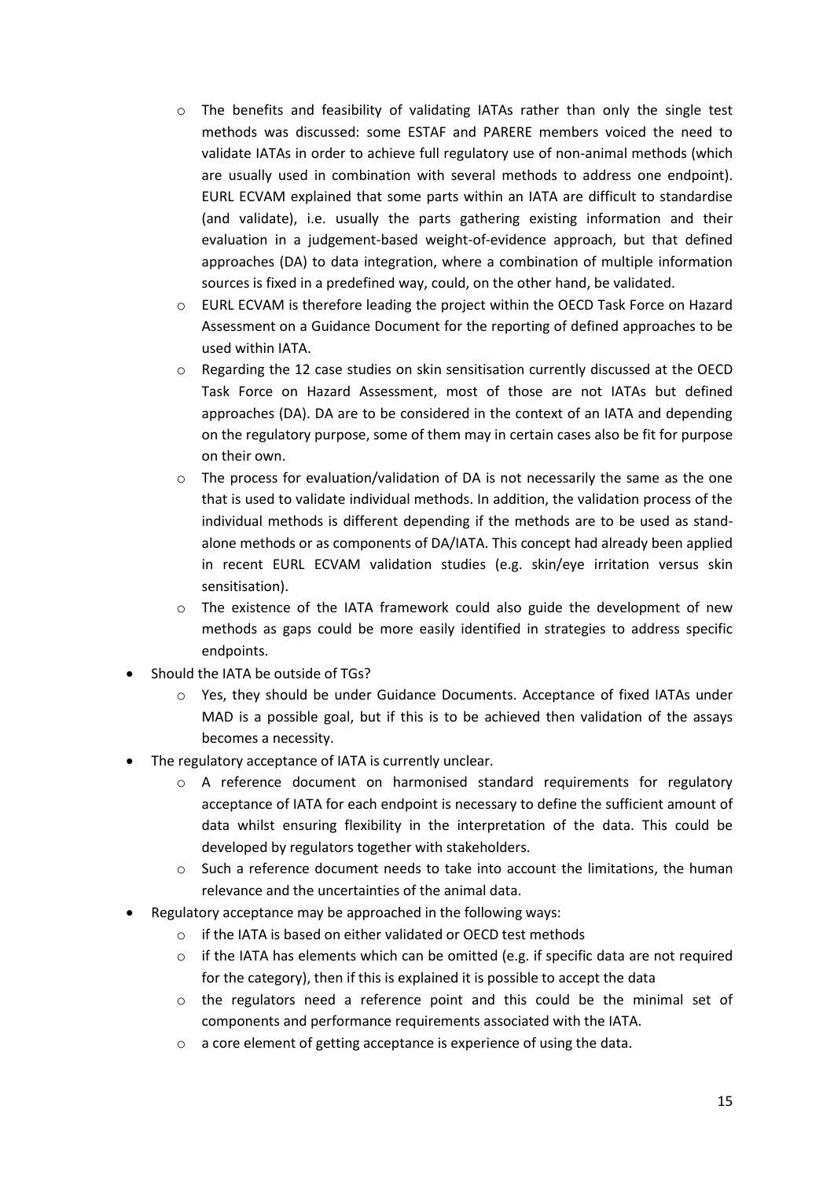- The benefits and feasibility of validating IATAs rather than only the single test methods was discussed: some ESTAF and PARERE members voiced the need to validate IATAs in order to achieve full regulatory use of non-animal methods (which are usually used in combination with several methods to address one endpoint). EURL ECVAM explained that some parts within an IATA are difficult to standardise (and validate), i.e. usually the parts gathering existing information and their evaluation in a judgement-based weight-of-evidence approach, but that defined approaches (DA) to data integration, where a combination of multiple information sources is fixed in a predefined way, could, on the other hand, be validated.
  - EURL ECVAM is therefore leading the project within the OECD Task Force on Hazard Assessment on a Guidance Document for the reporting of defined approaches to be used within IATA.
  - Regarding the 12 case studies on skin sensitisation currently discussed at the OECD Task Force on Hazard Assessment, most of those are not IATAs but defined approaches (DA). DA are to be considered in the context of an IATA and depending on the regulatory purpose, some of them may in certain cases also be fit for purpose on their own.
  - The process for evaluation/validation of DA is not necessarily the same as the one that is used to validate individual methods. In addition, the validation process of the individual methods is different depending if the methods are to be used as stand-alone methods or as components of DA/IATA. This concept had already been applied in recent EURL ECVAM validation studies (e.g. skin/eye irritation versus skin sensitisation).
  - The existence of the IATA framework could also guide the development of new methods as gaps could be more easily identified in strategies to address specific endpoints.
- Should the IATA be outside of TGs?
  - Yes, they should be under Guidance Documents. Acceptance of fixed IATAs under MAD is a possible goal, but if this is to be achieved then validation of the assays becomes a necessity.
- The regulatory acceptance of IATA is currently unclear.
  - A reference document on harmonised standard requirements for regulatory acceptance of IATA for each endpoint is necessary to define the sufficient amount of data whilst ensuring flexibility in the interpretation of the data. This could be developed by regulators together with stakeholders.
  - Such a reference document needs to take into account the limitations, the human relevance and the uncertainties of the animal data.
- Regulatory acceptance may be approached in the following ways:
  - if the IATA is based on either validated or OECD test methods
  - if the IATA has elements which can be omitted (e.g. if specific data are not required for the category), then if this is explained it is possible to accept the data
  - the regulators need a reference point and this could be the minimal set of components and performance requirements associated with the IATA.
  - a core element of getting acceptance is experience of using the data.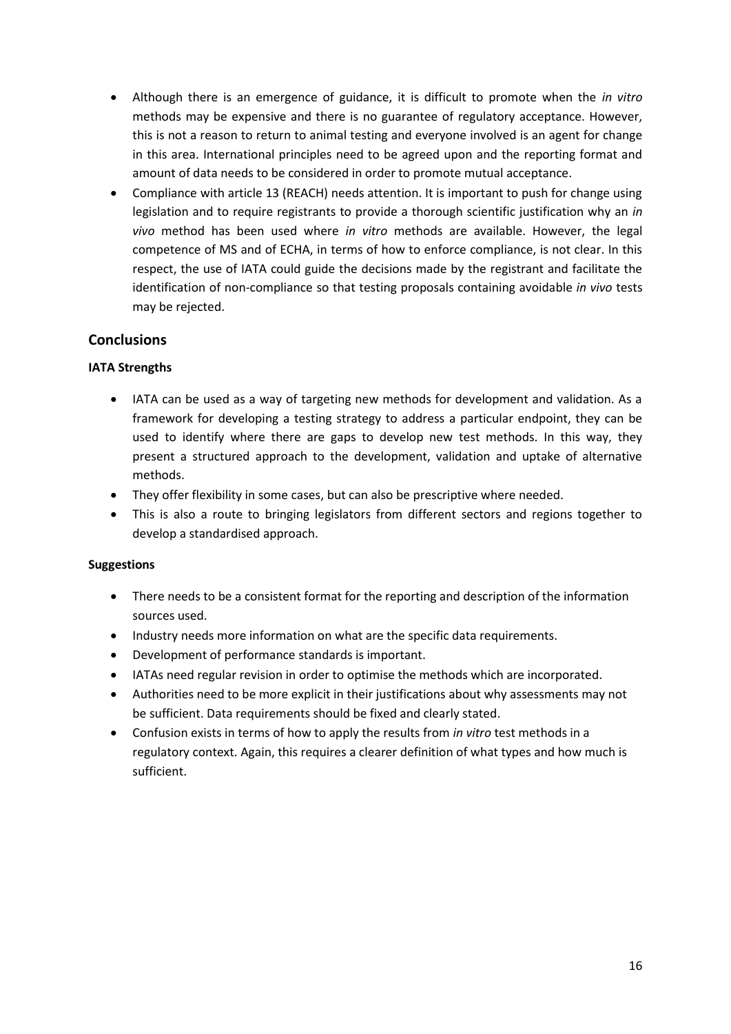- Although there is an emergence of guidance, it is difficult to promote when the *in vitro* methods may be expensive and there is no guarantee of regulatory acceptance. However, this is not a reason to return to animal testing and everyone involved is an agent for change in this area. International principles need to be agreed upon and the reporting format and amount of data needs to be considered in order to promote mutual acceptance.
- Compliance with article 13 (REACH) needs attention. It is important to push for change using legislation and to require registrants to provide a thorough scientific justification why an *in vivo* method has been used where *in vitro* methods are available. However, the legal competence of MS and of ECHA, in terms of how to enforce compliance, is not clear. In this respect, the use of IATA could guide the decisions made by the registrant and facilitate the identification of non-compliance so that testing proposals containing avoidable *in vivo* tests may be rejected.

## Conclusions

**IATA Strengths**

- IATA can be used as a way of targeting new methods for development and validation. As a framework for developing a testing strategy to address a particular endpoint, they can be used to identify where there are gaps to develop new test methods. In this way, they present a structured approach to the development, validation and uptake of alternative methods.
- They offer flexibility in some cases, but can also be prescriptive where needed.
- This is also a route to bringing legislators from different sectors and regions together to develop a standardised approach.

**Suggestions**

- There needs to be a consistent format for the reporting and description of the information sources used.
- Industry needs more information on what are the specific data requirements.
- Development of performance standards is important.
- IATAs need regular revision in order to optimise the methods which are incorporated.
- Authorities need to be more explicit in their justifications about why assessments may not be sufficient. Data requirements should be fixed and clearly stated.
- Confusion exists in terms of how to apply the results from *in vitro* test methods in a regulatory context. Again, this requires a clearer definition of what types and how much is sufficient.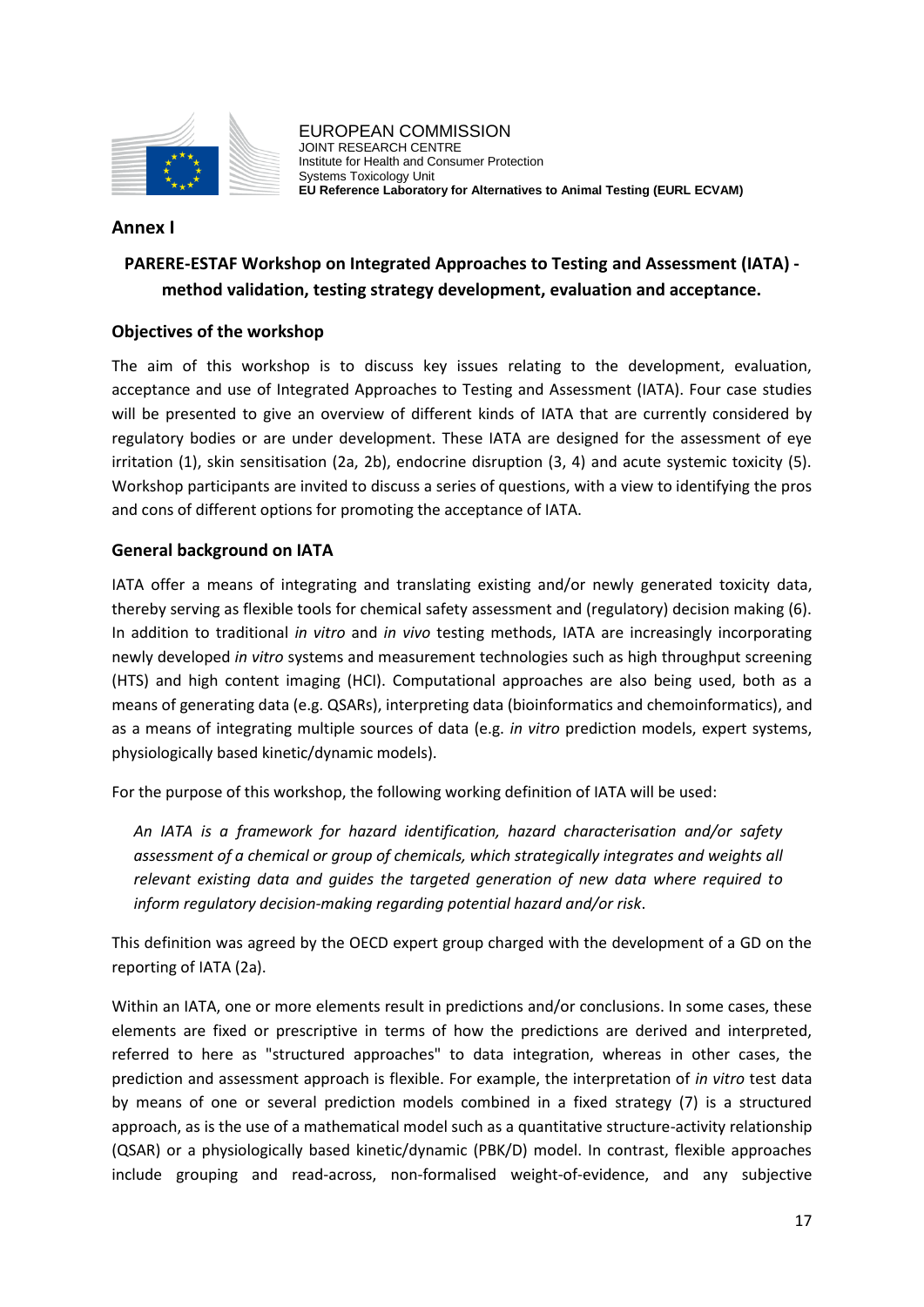EUROPEAN COMMISSION
JOINT RESEARCH CENTRE
Institute for Health and Consumer Protection
Systems Toxicology Unit
**EU Reference Laboratory for Alternatives to Animal Testing (EURL ECVAM)**

## Annex I

## PARERE-ESTAF Workshop on Integrated Approaches to Testing and Assessment (IATA) - method validation, testing strategy development, evaluation and acceptance.

### Objectives of the workshop

The aim of this workshop is to discuss key issues relating to the development, evaluation, acceptance and use of Integrated Approaches to Testing and Assessment (IATA). Four case studies will be presented to give an overview of different kinds of IATA that are currently considered by regulatory bodies or are under development. These IATA are designed for the assessment of eye irritation (1), skin sensitisation (2a, 2b), endocrine disruption (3, 4) and acute systemic toxicity (5). Workshop participants are invited to discuss a series of questions, with a view to identifying the pros and cons of different options for promoting the acceptance of IATA.

### General background on IATA

IATA offer a means of integrating and translating existing and/or newly generated toxicity data, thereby serving as flexible tools for chemical safety assessment and (regulatory) decision making (6). In addition to traditional *in vitro* and *in vivo* testing methods, IATA are increasingly incorporating newly developed *in vitro* systems and measurement technologies such as high throughput screening (HTS) and high content imaging (HCI). Computational approaches are also being used, both as a means of generating data (e.g. QSARs), interpreting data (bioinformatics and chemoinformatics), and as a means of integrating multiple sources of data (e.g. *in vitro* prediction models, expert systems, physiologically based kinetic/dynamic models).

For the purpose of this workshop, the following working definition of IATA will be used:

> *An IATA is a framework for hazard identification, hazard characterisation and/or safety assessment of a chemical or group of chemicals, which strategically integrates and weights all relevant existing data and guides the targeted generation of new data where required to inform regulatory decision-making regarding potential hazard and/or risk*.

This definition was agreed by the OECD expert group charged with the development of a GD on the reporting of IATA (2a).

Within an IATA, one or more elements result in predictions and/or conclusions. In some cases, these elements are fixed or prescriptive in terms of how the predictions are derived and interpreted, referred to here as "structured approaches" to data integration, whereas in other cases, the prediction and assessment approach is flexible. For example, the interpretation of *in vitro* test data by means of one or several prediction models combined in a fixed strategy (7) is a structured approach, as is the use of a mathematical model such as a quantitative structure-activity relationship (QSAR) or a physiologically based kinetic/dynamic (PBK/D) model. In contrast, flexible approaches include grouping and read-across, non-formalised weight-of-evidence, and any subjective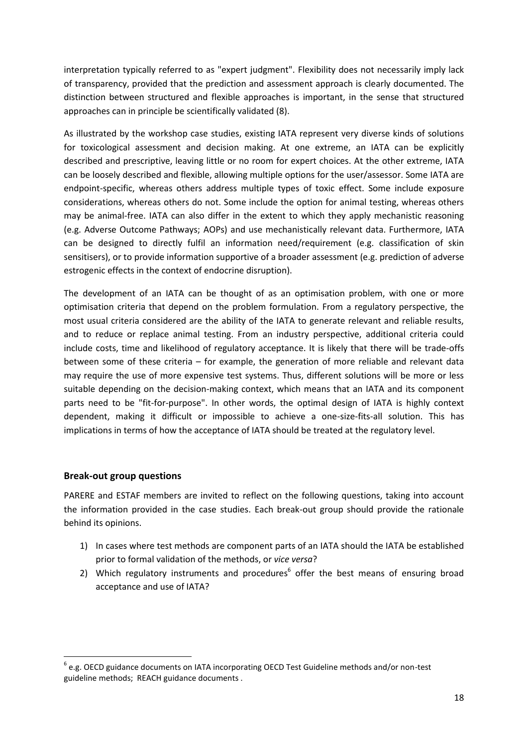interpretation typically referred to as "expert judgment". Flexibility does not necessarily imply lack of transparency, provided that the prediction and assessment approach is clearly documented. The distinction between structured and flexible approaches is important, in the sense that structured approaches can in principle be scientifically validated (8).

As illustrated by the workshop case studies, existing IATA represent very diverse kinds of solutions for toxicological assessment and decision making. At one extreme, an IATA can be explicitly described and prescriptive, leaving little or no room for expert choices. At the other extreme, IATA can be loosely described and flexible, allowing multiple options for the user/assessor. Some IATA are endpoint-specific, whereas others address multiple types of toxic effect. Some include exposure considerations, whereas others do not. Some include the option for animal testing, whereas others may be animal-free. IATA can also differ in the extent to which they apply mechanistic reasoning (e.g. Adverse Outcome Pathways; AOPs) and use mechanistically relevant data. Furthermore, IATA can be designed to directly fulfil an information need/requirement (e.g. classification of skin sensitisers), or to provide information supportive of a broader assessment (e.g. prediction of adverse estrogenic effects in the context of endocrine disruption).

The development of an IATA can be thought of as an optimisation problem, with one or more optimisation criteria that depend on the problem formulation. From a regulatory perspective, the most usual criteria considered are the ability of the IATA to generate relevant and reliable results, and to reduce or replace animal testing. From an industry perspective, additional criteria could include costs, time and likelihood of regulatory acceptance. It is likely that there will be trade-offs between some of these criteria – for example, the generation of more reliable and relevant data may require the use of more expensive test systems. Thus, different solutions will be more or less suitable depending on the decision-making context, which means that an IATA and its component parts need to be "fit-for-purpose". In other words, the optimal design of IATA is highly context dependent, making it difficult or impossible to achieve a one-size-fits-all solution. This has implications in terms of how the acceptance of IATA should be treated at the regulatory level.

### Break-out group questions

PARERE and ESTAF members are invited to reflect on the following questions, taking into account the information provided in the case studies. Each break-out group should provide the rationale behind its opinions.

1) In cases where test methods are component parts of an IATA should the IATA be established prior to formal validation of the methods, or *vice versa*?
2) Which regulatory instruments and procedures[6] offer the best means of ensuring broad acceptance and use of IATA?

[6] e.g. OECD guidance documents on IATA incorporating OECD Test Guideline methods and/or non-test guideline methods; REACH guidance documents .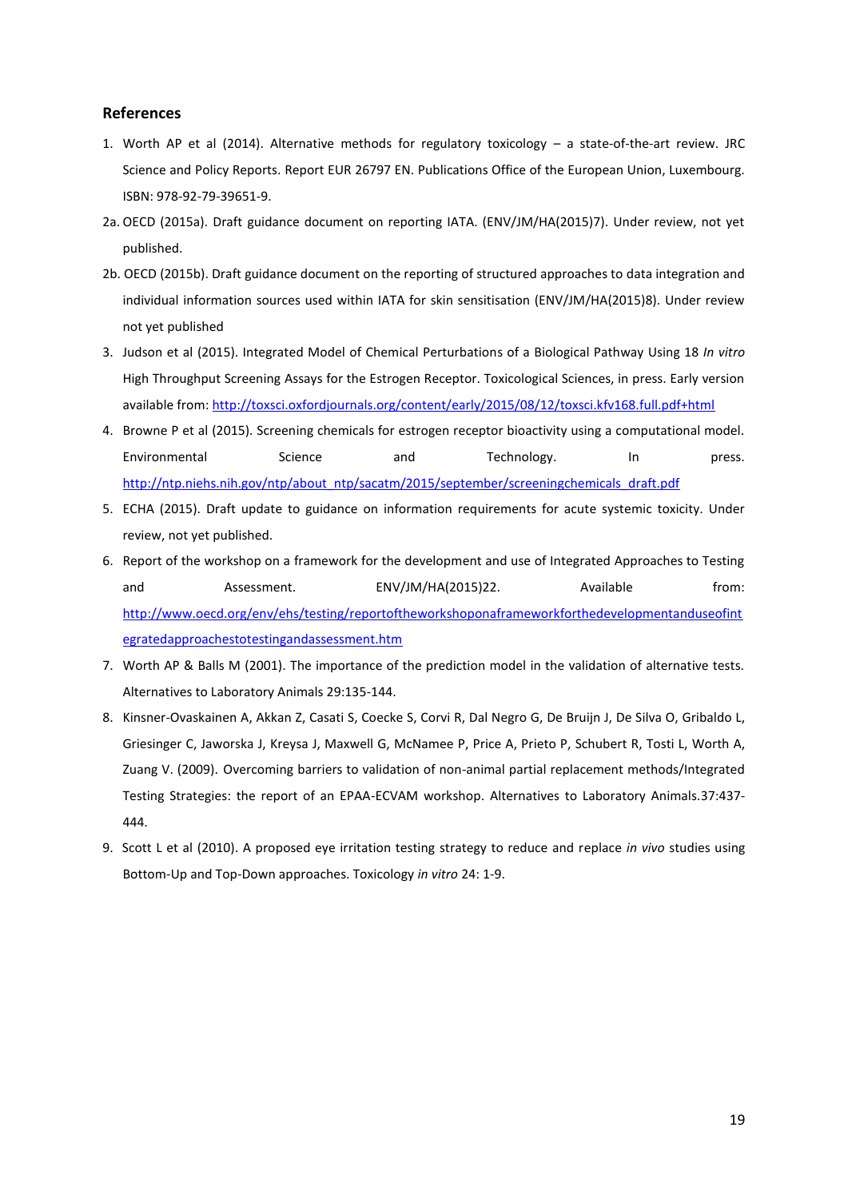## References

1. Worth AP et al (2014). Alternative methods for regulatory toxicology – a state-of-the-art review. JRC Science and Policy Reports. Report EUR 26797 EN. Publications Office of the European Union, Luxembourg. ISBN: 978-92-79-39651-9.

2a. OECD (2015a). Draft guidance document on reporting IATA. (ENV/JM/HA(2015)7). Under review, not yet published.

2b. OECD (2015b). Draft guidance document on the reporting of structured approaches to data integration and individual information sources used within IATA for skin sensitisation (ENV/JM/HA(2015)8). Under review not yet published

3. Judson et al (2015). Integrated Model of Chemical Perturbations of a Biological Pathway Using 18 *In vitro* High Throughput Screening Assays for the Estrogen Receptor. Toxicological Sciences, in press. Early version available from: http://toxsci.oxfordjournals.org/content/early/2015/08/12/toxsci.kfv168.full.pdf+html

4. Browne P et al (2015). Screening chemicals for estrogen receptor bioactivity using a computational model. Environmental Science and Technology. In press. http://ntp.niehs.nih.gov/ntp/about_ntp/sacatm/2015/september/screeningchemicals_draft.pdf

5. ECHA (2015). Draft update to guidance on information requirements for acute systemic toxicity. Under review, not yet published.

6. Report of the workshop on a framework for the development and use of Integrated Approaches to Testing and Assessment. ENV/JM/HA(2015)22. Available from: http://www.oecd.org/env/ehs/testing/reportoftheworkshoponaframeworkforthedevelopmentanduseofintegratedapproachestotestingandassessment.htm

7. Worth AP & Balls M (2001). The importance of the prediction model in the validation of alternative tests. Alternatives to Laboratory Animals 29:135-144.

8. Kinsner-Ovaskainen A, Akkan Z, Casati S, Coecke S, Corvi R, Dal Negro G, De Bruijn J, De Silva O, Gribaldo L, Griesinger C, Jaworska J, Kreysa J, Maxwell G, McNamee P, Price A, Prieto P, Schubert R, Tosti L, Worth A, Zuang V. (2009). Overcoming barriers to validation of non-animal partial replacement methods/Integrated Testing Strategies: the report of an EPAA-ECVAM workshop. Alternatives to Laboratory Animals.37:437-444.

9. Scott L et al (2010). A proposed eye irritation testing strategy to reduce and replace *in vivo* studies using Bottom-Up and Top-Down approaches. Toxicology *in vitro* 24: 1-9.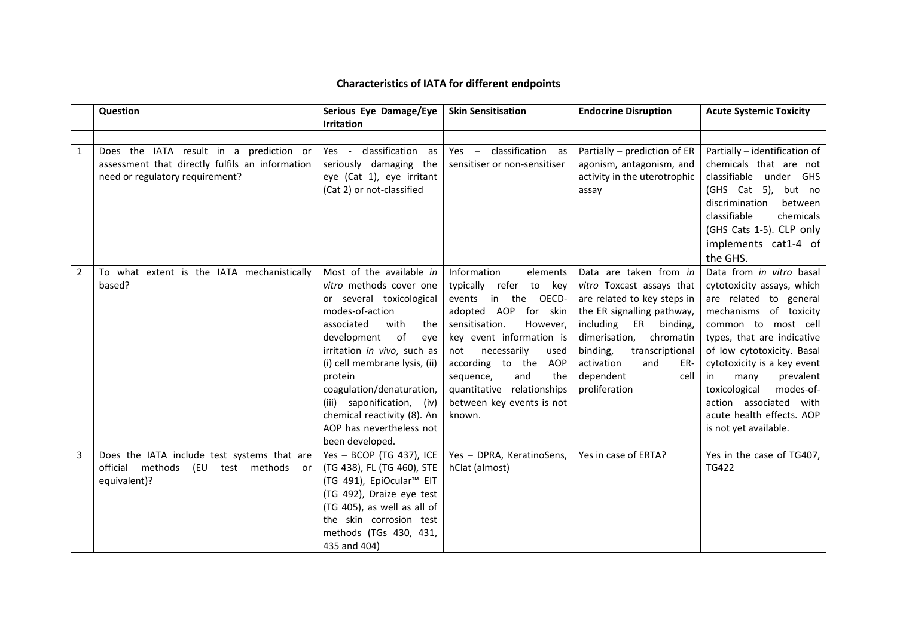**Characteristics of IATA for different endpoints**

| | Question | Serious Eye Damage/Eye Irritation | Skin Sensitisation | Endocrine Disruption | Acute Systemic Toxicity |
|---|---|---|---|---|---|
| | | | | | |
| 1 | Does the IATA result in a prediction or assessment that directly fulfils an information need or regulatory requirement? | Yes - classification as seriously damaging the eye (Cat 1), eye irritant (Cat 2) or not-classified | Yes – classification as sensitiser or non-sensitiser | Partially – prediction of ER agonism, antagonism, and activity in the uterotrophic assay | Partially – identification of chemicals that are not classifiable under GHS (GHS Cat 5), but no discrimination between classifiable chemicals (GHS Cats 1-5). CLP only implements cat1-4 of the GHS. |
| 2 | To what extent is the IATA mechanistically based? | Most of the available *in vitro* methods cover one or several toxicological modes-of-action associated with the development of eye irritation *in vivo*, such as (i) cell membrane lysis, (ii) protein coagulation/denaturation, (iii) saponification, (iv) chemical reactivity (8). An AOP has nevertheless not been developed. | Information elements typically refer to key events in the OECD-adopted AOP for skin sensitisation. However, key event information is not necessarily used according to the AOP sequence, and the quantitative relationships between key events is not known. | Data are taken from *in vitro* Toxcast assays that are related to key steps in the ER signalling pathway, including ER binding, dimerisation, chromatin binding, transcriptional activation and ER-dependent cell proliferation | Data from *in vitro* basal cytotoxicity assays, which are related to general mechanisms of toxicity common to most cell types, that are indicative of low cytotoxicity. Basal cytotoxicity is a key event in many prevalent toxicological modes-of-action associated with acute health effects. AOP is not yet available. |
| 3 | Does the IATA include test systems that are official methods (EU test methods or equivalent)? | Yes – BCOP (TG 437), ICE (TG 438), FL (TG 460), STE (TG 491), EpiOcular™ EIT (TG 492), Draize eye test (TG 405), as well as all of the skin corrosion test methods (TGs 430, 431, 435 and 404) | Yes – DPRA, KeratinoSens, hClat (almost) | Yes in case of ERTA? | Yes in the case of TG407, TG422 |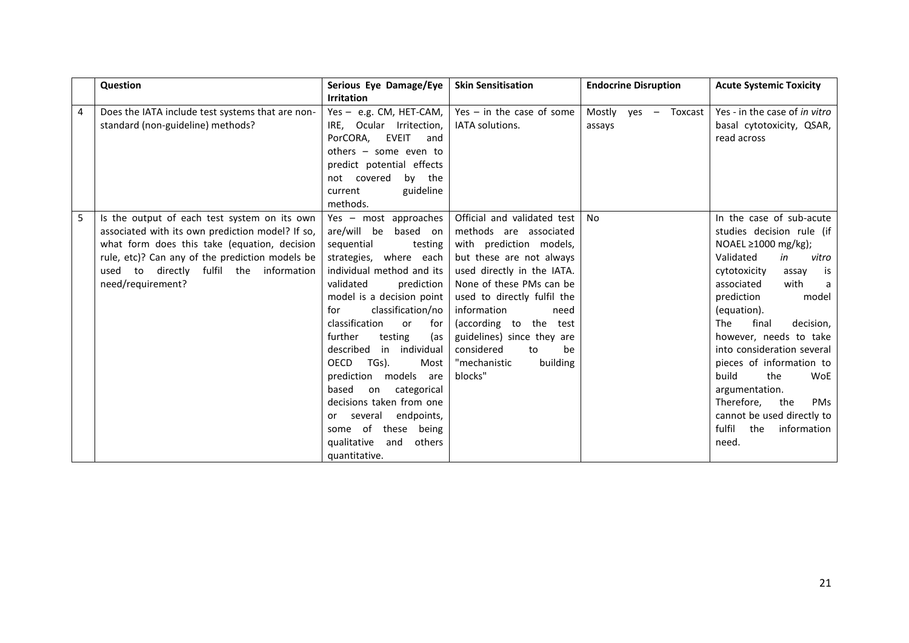| | Question | Serious Eye Damage/Eye Irritation | Skin Sensitisation | Endocrine Disruption | Acute Systemic Toxicity |
|---|---|---|---|---|---|
| 4 | Does the IATA include test systems that are non-standard (non-guideline) methods? | Yes – e.g. CM, HET-CAM, IRE, Ocular Irritection, PorCORA, EVEIT and others – some even to predict potential effects not covered by the current guideline methods. | Yes – in the case of some IATA solutions. | Mostly yes – Toxcast assays | Yes - in the case of *in vitro* basal cytotoxicity, QSAR, read across |
| 5 | Is the output of each test system on its own associated with its own prediction model? If so, what form does this take (equation, decision rule, etc)? Can any of the prediction models be used to directly fulfil the information need/requirement? | Yes – most approaches are/will be based on sequential testing strategies, where each individual method and its validated prediction model is a decision point for classification/no classification or for further testing (as described in individual OECD TGs). Most prediction models are based on categorical decisions taken from one or several endpoints, some of these being qualitative and others quantitative. | Official and validated test methods are associated with prediction models, but these are not always used directly in the IATA. None of these PMs can be used to directly fulfil the information need (according to the test guidelines) since they are considered to be "mechanistic building blocks" | No | In the case of sub-acute studies decision rule (if NOAEL ≥1000 mg/kg); Validated *in vitro* cytotoxicity assay is associated with a prediction model (equation). The final decision, however, needs to take into consideration several pieces of information to build the WoE argumentation. Therefore, the PMs cannot be used directly to fulfil the information need. |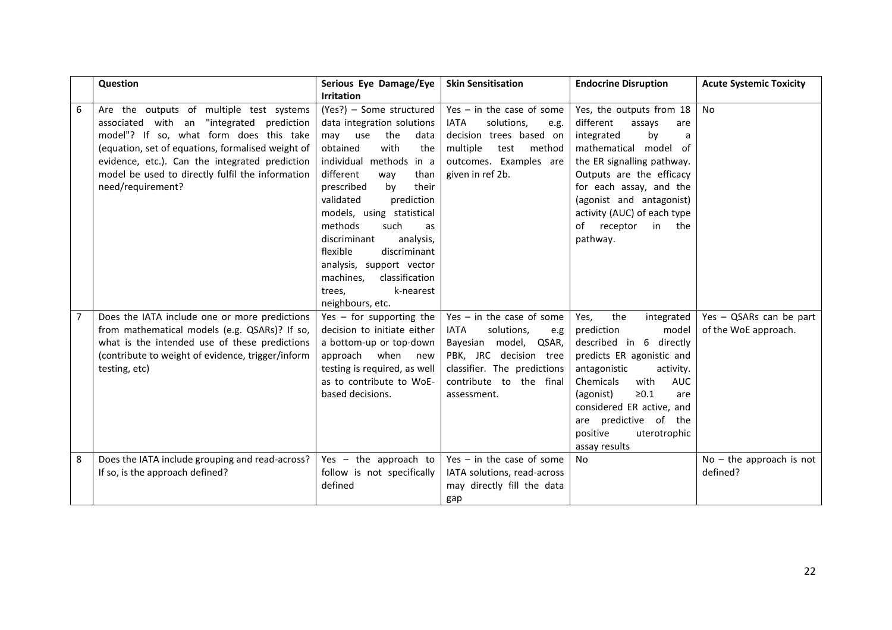|  | Question | Serious Eye Damage/Eye Irritation | Skin Sensitisation | Endocrine Disruption | Acute Systemic Toxicity |
|---|---|---|---|---|---|
| 6 | Are the outputs of multiple test systems associated with an "integrated prediction model"? If so, what form does this take (equation, set of equations, formalised weight of evidence, etc.). Can the integrated prediction model be used to directly fulfil the information need/requirement? | (Yes?) – Some structured data integration solutions may use the data obtained with the individual methods in a different way than prescribed by their validated prediction models, using statistical methods such as discriminant analysis, flexible discriminant analysis, support vector machines, classification trees, k-nearest neighbours, etc. | Yes – in the case of some IATA solutions, e.g. decision trees based on multiple test method outcomes. Examples are given in ref 2b. | Yes, the outputs from 18 different assays are integrated by a mathematical model of the ER signalling pathway. Outputs are the efficacy for each assay, and the (agonist and antagonist) activity (AUC) of each type of receptor in the pathway. | No |
| 7 | Does the IATA include one or more predictions from mathematical models (e.g. QSARs)? If so, what is the intended use of these predictions (contribute to weight of evidence, trigger/inform testing, etc) | Yes – for supporting the decision to initiate either a bottom-up or top-down approach when new testing is required, as well as to contribute to WoE-based decisions. | Yes – in the case of some IATA solutions, e.g Bayesian model, QSAR, PBK, JRC decision tree classifier. The predictions contribute to the final assessment. | Yes, the integrated prediction model described in 6 directly predicts ER agonistic and antagonistic activity. Chemicals with AUC (agonist) $\geq 0.1$ are considered ER active, and are predictive of the positive uterotrophic assay results | Yes – QSARs can be part of the WoE approach. |
| 8 | Does the IATA include grouping and read-across? If so, is the approach defined? | Yes – the approach to follow is not specifically defined | Yes – in the case of some IATA solutions, read-across may directly fill the data gap | No | No – the approach is not defined? |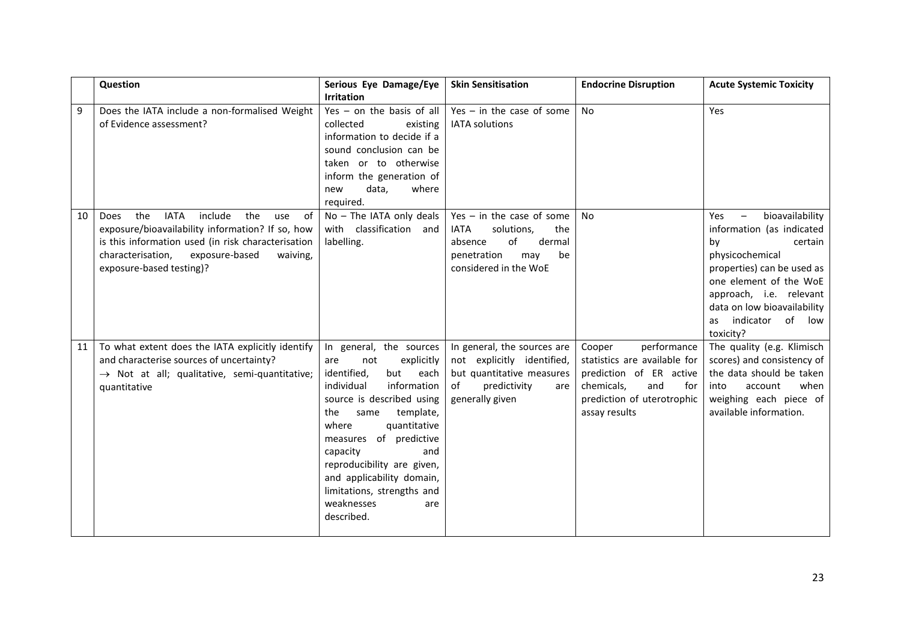| | Question | Serious Eye Damage/Eye Irritation | Skin Sensitisation | Endocrine Disruption | Acute Systemic Toxicity |
|---|---|---|---|---|---|
| 9 | Does the IATA include a non-formalised Weight of Evidence assessment? | Yes – on the basis of all collected existing information to decide if a sound conclusion can be taken or to otherwise inform the generation of new data, where required. | Yes – in the case of some IATA solutions | No | Yes |
| 10 | Does the IATA include the use of exposure/bioavailability information? If so, how is this information used (in risk characterisation characterisation, exposure-based waiving, exposure-based testing)? | No – The IATA only deals with classification and labelling. | Yes – in the case of some IATA solutions, the absence of dermal penetration may be considered in the WoE | No | Yes – bioavailability information (as indicated by certain physicochemical properties) can be used as one element of the WoE approach, i.e. relevant data on low bioavailability as indicator of low toxicity? |
| 11 | To what extent does the IATA explicitly identify and characterise sources of uncertainty? → Not at all; qualitative, semi-quantitative; quantitative | In general, the sources are not explicitly identified, but each individual information source is described using the same template, where quantitative measures of predictive capacity and reproducibility are given, and applicability domain, limitations, strengths and weaknesses are described. | In general, the sources are not explicitly identified, but quantitative measures of predictivity are generally given | Cooper performance statistics are available for prediction of ER active chemicals, and for prediction of uterotrophic assay results | The quality (e.g. Klimisch scores) and consistency of the data should be taken into account when weighing each piece of available information. |